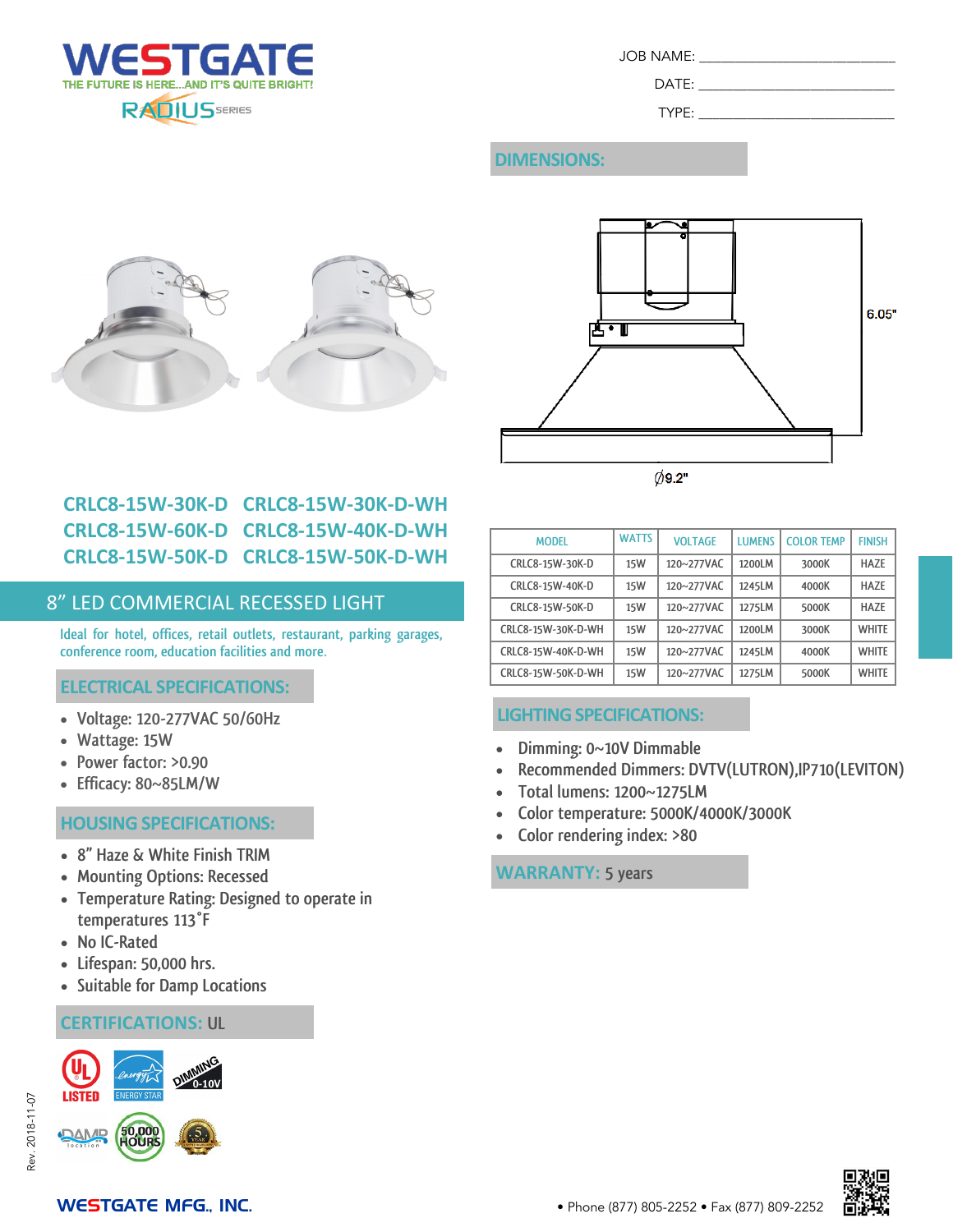# WESTGATE

THE FUTURE IS HERE...AND IT'S QUITE BRIGHT!

RADIUS SERIES

JOB NAME: ______________________

DATE: ______________________

TYPE: ______________________

## DIMENSIONS:

6.05"

Ø9.2"

## CRLC8-15W-30K-D CRLC8-15W-30K-D-WH
## CRLC8-15W-60K-D CRLC8-15W-40K-D-WH
## CRLC8-15W-50K-D CRLC8-15W-50K-D-WH

| MODEL | WATTS | VOLTAGE | LUMENS | COLOR TEMP | FINISH |
|---|---|---|---|---|---|
| CRLC8-15W-30K-D | 15W | 120~277VAC | 1200LM | 3000K | HAZE |
| CRLC8-15W-40K-D | 15W | 120~277VAC | 1245LM | 4000K | HAZE |
| CRLC8-15W-50K-D | 15W | 120~277VAC | 1275LM | 5000K | HAZE |
| CRLC8-15W-30K-D-WH | 15W | 120~277VAC | 1200LM | 3000K | WHITE |
| CRLC8-15W-40K-D-WH | 15W | 120~277VAC | 1245LM | 4000K | WHITE |
| CRLC8-15W-50K-D-WH | 15W | 120~277VAC | 1275LM | 5000K | WHITE |

## 8" LED COMMERCIAL RECESSED LIGHT

Ideal for hotel, offices, retail outlets, restaurant, parking garages, conference room, education facilities and more.

### ELECTRICAL SPECIFICATIONS:

- Voltage: 120-277VAC 50/60Hz
- Wattage: 15W
- Power factor: >0.90
- Efficacy: 80~85LM/W

### HOUSING SPECIFICATIONS:

- 8" Haze & White Finish TRIM
- Mounting Options: Recessed
- Temperature Rating: Designed to operate in temperatures 113˚F
- No IC-Rated
- Lifespan: 50,000 hrs.
- Suitable for Damp Locations

### CERTIFICATIONS: UL

UL LISTED · ENERGY STAR · DIMMING 0-10V · DAMP location · 50,000 HOURS · 5 YEAR WARRANTY

### LIGHTING SPECIFICATIONS:

- Dimming: 0~10V Dimmable
- Recommended Dimmers: DVTV(LUTRON),IP710(LEVITON)
- Total lumens: 1200~1275LM
- Color temperature: 5000K/4000K/3000K
- Color rendering index: >80

### WARRANTY: 5 years

Rev. 2018-11-07

WESTGATE MFG., INC. • Phone (877) 805-2252 • Fax (877) 809-2252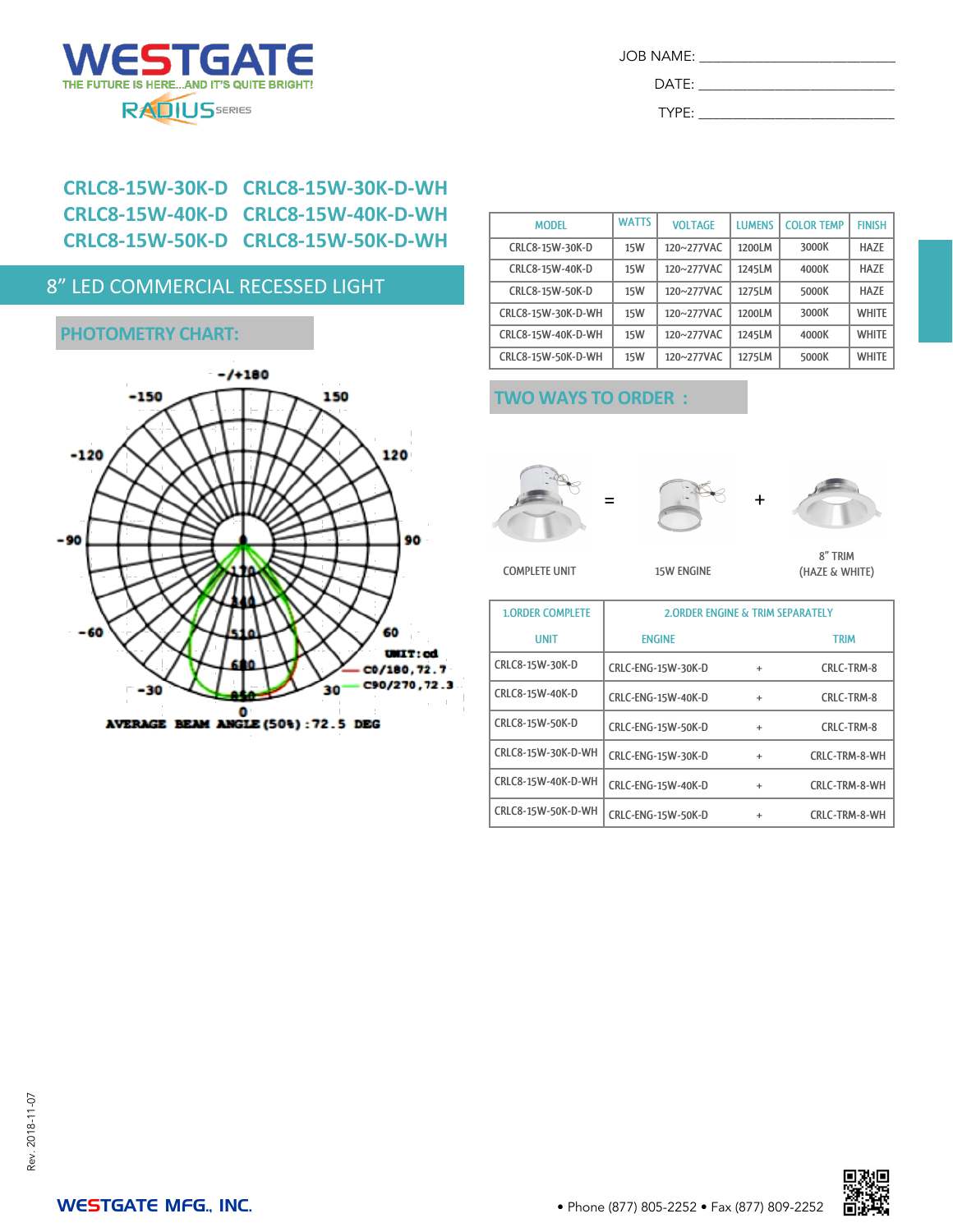# WESTGATE

THE FUTURE IS HERE...AND IT'S QUITE BRIGHT!

RADIUS SERIES

JOB NAME: ______________________

DATE: ______________________

TYPE: ______________________

## CRLC8-15W-30K-D CRLC8-15W-30K-D-WH
## CRLC8-15W-40K-D CRLC8-15W-40K-D-WH
## CRLC8-15W-50K-D CRLC8-15W-50K-D-WH

## 8" LED COMMERCIAL RECESSED LIGHT

### PHOTOMETRY CHART:

-/+180
-150
150
-120
120
-90
90
-60
60
-30
30
0
170
340
510
680
850
UNIT:cd
C0/180,72.7
C90/270,72.3
AVERAGE BEAM ANGLE(50%):72.5 DEG

| MODEL | WATTS | VOLTAGE | LUMENS | COLOR TEMP | FINISH |
|---|---|---|---|---|---|
| CRLC8-15W-30K-D | 15W | 120~277VAC | 1200LM | 3000K | HAZE |
| CRLC8-15W-40K-D | 15W | 120~277VAC | 1245LM | 4000K | HAZE |
| CRLC8-15W-50K-D | 15W | 120~277VAC | 1275LM | 5000K | HAZE |
| CRLC8-15W-30K-D-WH | 15W | 120~277VAC | 1200LM | 3000K | WHITE |
| CRLC8-15W-40K-D-WH | 15W | 120~277VAC | 1245LM | 4000K | WHITE |
| CRLC8-15W-50K-D-WH | 15W | 120~277VAC | 1275LM | 5000K | WHITE |

### TWO WAYS TO ORDER :

COMPLETE UNIT = 15W ENGINE + 8" TRIM (HAZE & WHITE)

| 1.ORDER COMPLETE | 2.ORDER ENGINE & TRIM SEPARATELY | | |
|---|---|---|---|
| UNIT | ENGINE | | TRIM |
| CRLC8-15W-30K-D | CRLC-ENG-15W-30K-D | + | CRLC-TRM-8 |
| CRLC8-15W-40K-D | CRLC-ENG-15W-40K-D | + | CRLC-TRM-8 |
| CRLC8-15W-50K-D | CRLC-ENG-15W-50K-D | + | CRLC-TRM-8 |
| CRLC8-15W-30K-D-WH | CRLC-ENG-15W-30K-D | + | CRLC-TRM-8-WH |
| CRLC8-15W-40K-D-WH | CRLC-ENG-15W-40K-D | + | CRLC-TRM-8-WH |
| CRLC8-15W-50K-D-WH | CRLC-ENG-15W-50K-D | + | CRLC-TRM-8-WH |

Rev. 2018-11-07

WESTGATE MFG., INC.

• Phone (877) 805-2252 • Fax (877) 809-2252